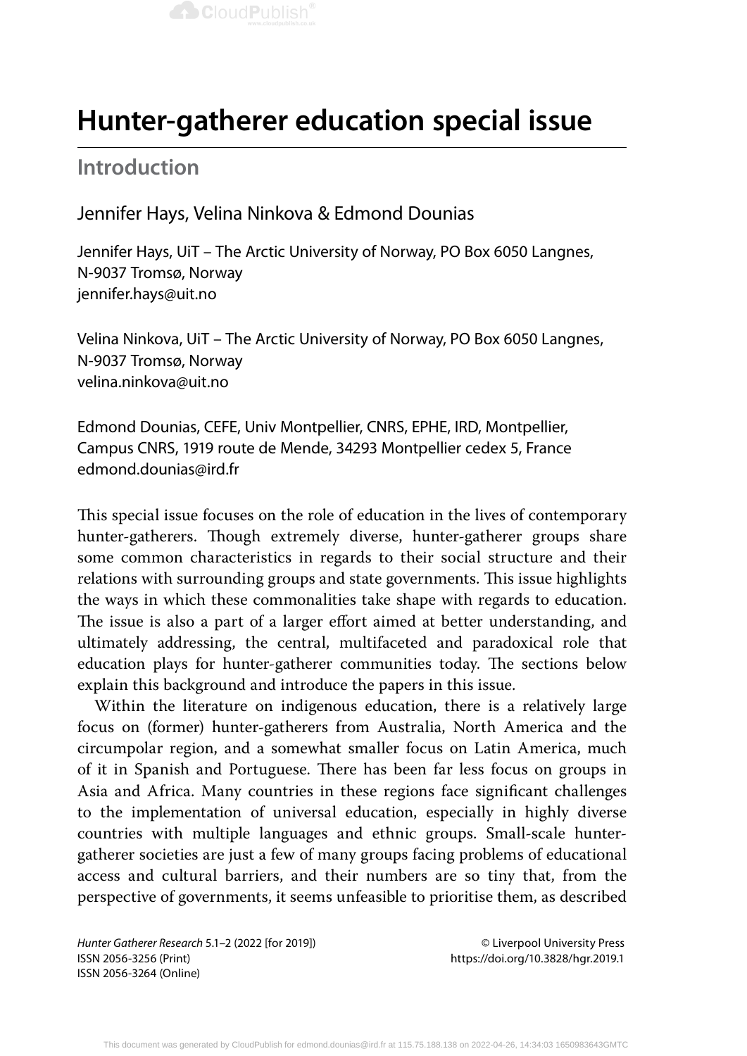# Hunter-gatherer education special issue

## Introduction

Jennifer Hays, Velina Ninkova & Edmond Dounias

Jennifer Hays, UiT – The Arctic University of Norway, PO Box 6050 Langnes, N-9037 Tromsø, Norway
jennifer.hays@uit.no

Velina Ninkova, UiT – The Arctic University of Norway, PO Box 6050 Langnes, N-9037 Tromsø, Norway
velina.ninkova@uit.no

Edmond Dounias, CEFE, Univ Montpellier, CNRS, EPHE, IRD, Montpellier, Campus CNRS, 1919 route de Mende, 34293 Montpellier cedex 5, France
edmond.dounias@ird.fr

This special issue focuses on the role of education in the lives of contemporary hunter-gatherers. Though extremely diverse, hunter-gatherer groups share some common characteristics in regards to their social structure and their relations with surrounding groups and state governments. This issue highlights the ways in which these commonalities take shape with regards to education. The issue is also a part of a larger effort aimed at better understanding, and ultimately addressing, the central, multifaceted and paradoxical role that education plays for hunter-gatherer communities today. The sections below explain this background and introduce the papers in this issue.

Within the literature on indigenous education, there is a relatively large focus on (former) hunter-gatherers from Australia, North America and the circumpolar region, and a somewhat smaller focus on Latin America, much of it in Spanish and Portuguese. There has been far less focus on groups in Asia and Africa. Many countries in these regions face significant challenges to the implementation of universal education, especially in highly diverse countries with multiple languages and ethnic groups. Small-scale hunter-gatherer societies are just a few of many groups facing problems of educational access and cultural barriers, and their numbers are so tiny that, from the perspective of governments, it seems unfeasible to prioritise them, as described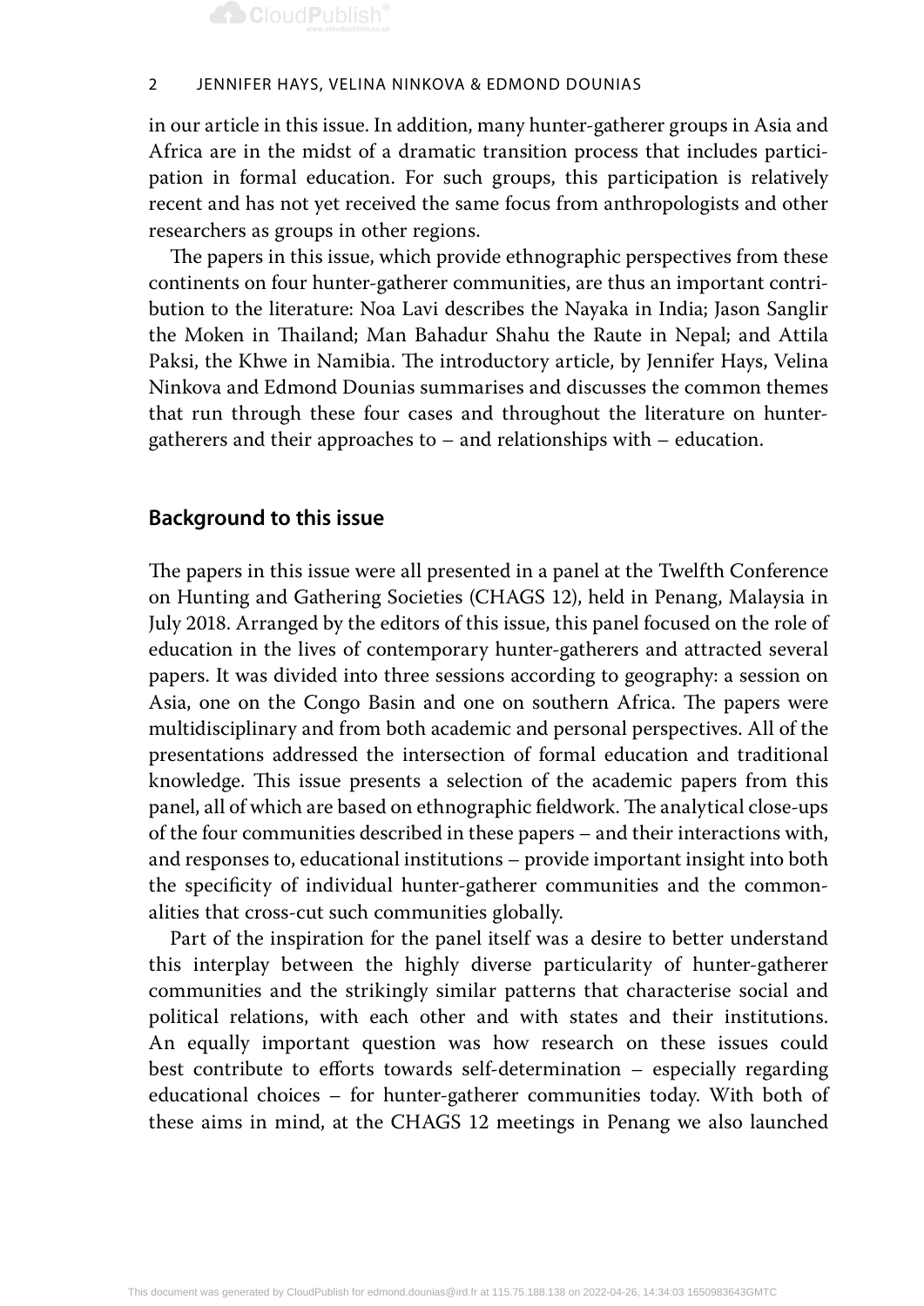in our article in this issue. In addition, many hunter-gatherer groups in Asia and Africa are in the midst of a dramatic transition process that includes participation in formal education. For such groups, this participation is relatively recent and has not yet received the same focus from anthropologists and other researchers as groups in other regions.

The papers in this issue, which provide ethnographic perspectives from these continents on four hunter-gatherer communities, are thus an important contribution to the literature: Noa Lavi describes the Nayaka in India; Jason Sanglir the Moken in Thailand; Man Bahadur Shahu the Raute in Nepal; and Attila Paksi, the Khwe in Namibia. The introductory article, by Jennifer Hays, Velina Ninkova and Edmond Dounias summarises and discusses the common themes that run through these four cases and throughout the literature on hunter-gatherers and their approaches to – and relationships with – education.

## Background to this issue

The papers in this issue were all presented in a panel at the Twelfth Conference on Hunting and Gathering Societies (CHAGS 12), held in Penang, Malaysia in July 2018. Arranged by the editors of this issue, this panel focused on the role of education in the lives of contemporary hunter-gatherers and attracted several papers. It was divided into three sessions according to geography: a session on Asia, one on the Congo Basin and one on southern Africa. The papers were multidisciplinary and from both academic and personal perspectives. All of the presentations addressed the intersection of formal education and traditional knowledge. This issue presents a selection of the academic papers from this panel, all of which are based on ethnographic fieldwork. The analytical close-ups of the four communities described in these papers – and their interactions with, and responses to, educational institutions – provide important insight into both the specificity of individual hunter-gatherer communities and the commonalities that cross-cut such communities globally.

Part of the inspiration for the panel itself was a desire to better understand this interplay between the highly diverse particularity of hunter-gatherer communities and the strikingly similar patterns that characterise social and political relations, with each other and with states and their institutions. An equally important question was how research on these issues could best contribute to efforts towards self-determination – especially regarding educational choices – for hunter-gatherer communities today. With both of these aims in mind, at the CHAGS 12 meetings in Penang we also launched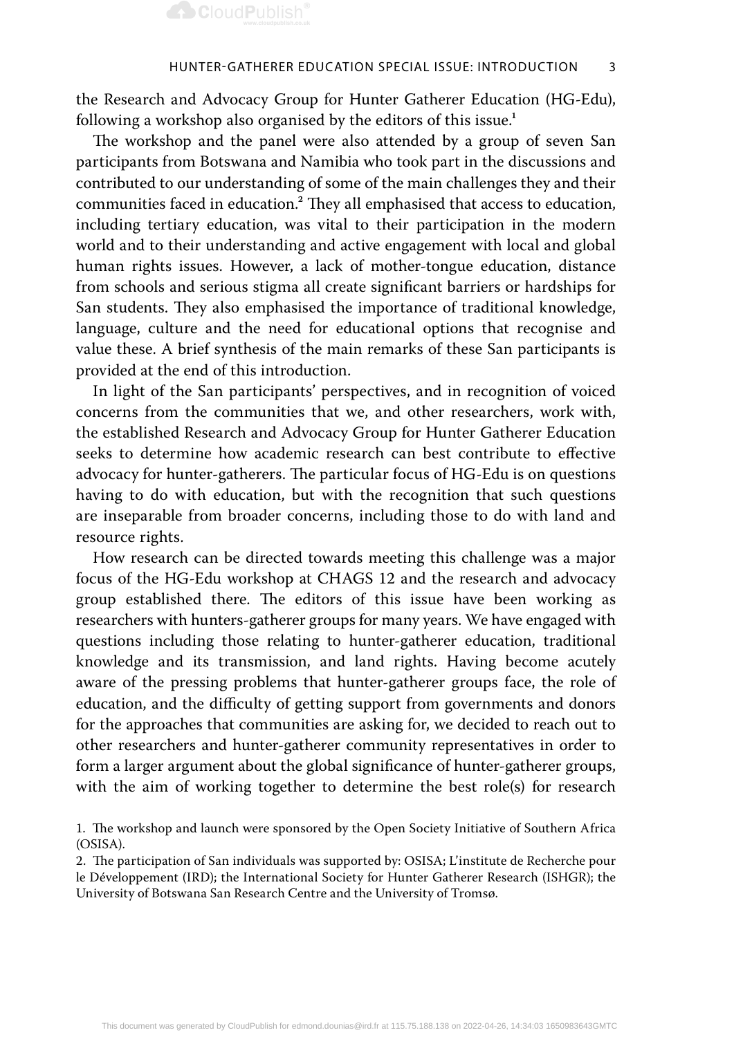the Research and Advocacy Group for Hunter Gatherer Education (HG-Edu), following a workshop also organised by the editors of this issue.[1]

The workshop and the panel were also attended by a group of seven San participants from Botswana and Namibia who took part in the discussions and contributed to our understanding of some of the main challenges they and their communities faced in education.[2] They all emphasised that access to education, including tertiary education, was vital to their participation in the modern world and to their understanding and active engagement with local and global human rights issues. However, a lack of mother-tongue education, distance from schools and serious stigma all create significant barriers or hardships for San students. They also emphasised the importance of traditional knowledge, language, culture and the need for educational options that recognise and value these. A brief synthesis of the main remarks of these San participants is provided at the end of this introduction.

In light of the San participants' perspectives, and in recognition of voiced concerns from the communities that we, and other researchers, work with, the established Research and Advocacy Group for Hunter Gatherer Education seeks to determine how academic research can best contribute to effective advocacy for hunter-gatherers. The particular focus of HG-Edu is on questions having to do with education, but with the recognition that such questions are inseparable from broader concerns, including those to do with land and resource rights.

How research can be directed towards meeting this challenge was a major focus of the HG-Edu workshop at CHAGS 12 and the research and advocacy group established there. The editors of this issue have been working as researchers with hunters-gatherer groups for many years. We have engaged with questions including those relating to hunter-gatherer education, traditional knowledge and its transmission, and land rights. Having become acutely aware of the pressing problems that hunter-gatherer groups face, the role of education, and the difficulty of getting support from governments and donors for the approaches that communities are asking for, we decided to reach out to other researchers and hunter-gatherer community representatives in order to form a larger argument about the global significance of hunter-gatherer groups, with the aim of working together to determine the best role(s) for research

1. The workshop and launch were sponsored by the Open Society Initiative of Southern Africa (OSISA).

2. The participation of San individuals was supported by: OSISA; L'institute de Recherche pour le Développement (IRD); the International Society for Hunter Gatherer Research (ISHGR); the University of Botswana San Research Centre and the University of Tromsø.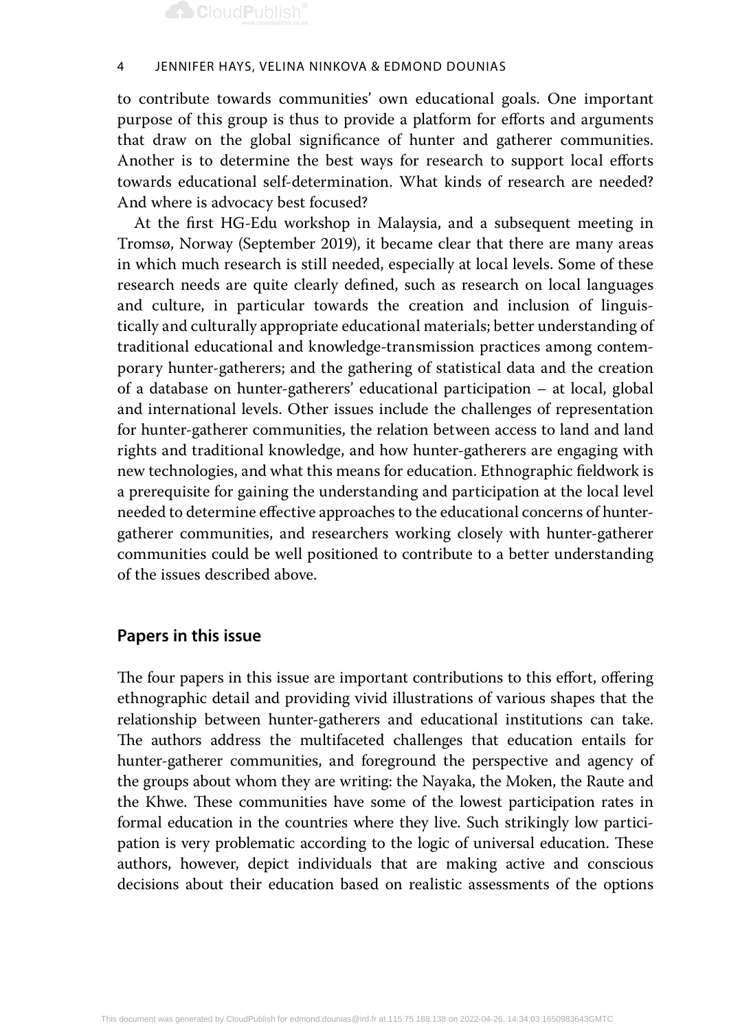to contribute towards communities' own educational goals. One important purpose of this group is thus to provide a platform for efforts and arguments that draw on the global significance of hunter and gatherer communities. Another is to determine the best ways for research to support local efforts towards educational self-determination. What kinds of research are needed? And where is advocacy best focused?

At the first HG-Edu workshop in Malaysia, and a subsequent meeting in Tromsø, Norway (September 2019), it became clear that there are many areas in which much research is still needed, especially at local levels. Some of these research needs are quite clearly defined, such as research on local languages and culture, in particular towards the creation and inclusion of linguistically and culturally appropriate educational materials; better understanding of traditional educational and knowledge-transmission practices among contemporary hunter-gatherers; and the gathering of statistical data and the creation of a database on hunter-gatherers' educational participation – at local, global and international levels. Other issues include the challenges of representation for hunter-gatherer communities, the relation between access to land and land rights and traditional knowledge, and how hunter-gatherers are engaging with new technologies, and what this means for education. Ethnographic fieldwork is a prerequisite for gaining the understanding and participation at the local level needed to determine effective approaches to the educational concerns of hunter-gatherer communities, and researchers working closely with hunter-gatherer communities could be well positioned to contribute to a better understanding of the issues described above.

## Papers in this issue

The four papers in this issue are important contributions to this effort, offering ethnographic detail and providing vivid illustrations of various shapes that the relationship between hunter-gatherers and educational institutions can take. The authors address the multifaceted challenges that education entails for hunter-gatherer communities, and foreground the perspective and agency of the groups about whom they are writing: the Nayaka, the Moken, the Raute and the Khwe. These communities have some of the lowest participation rates in formal education in the countries where they live. Such strikingly low participation is very problematic according to the logic of universal education. These authors, however, depict individuals that are making active and conscious decisions about their education based on realistic assessments of the options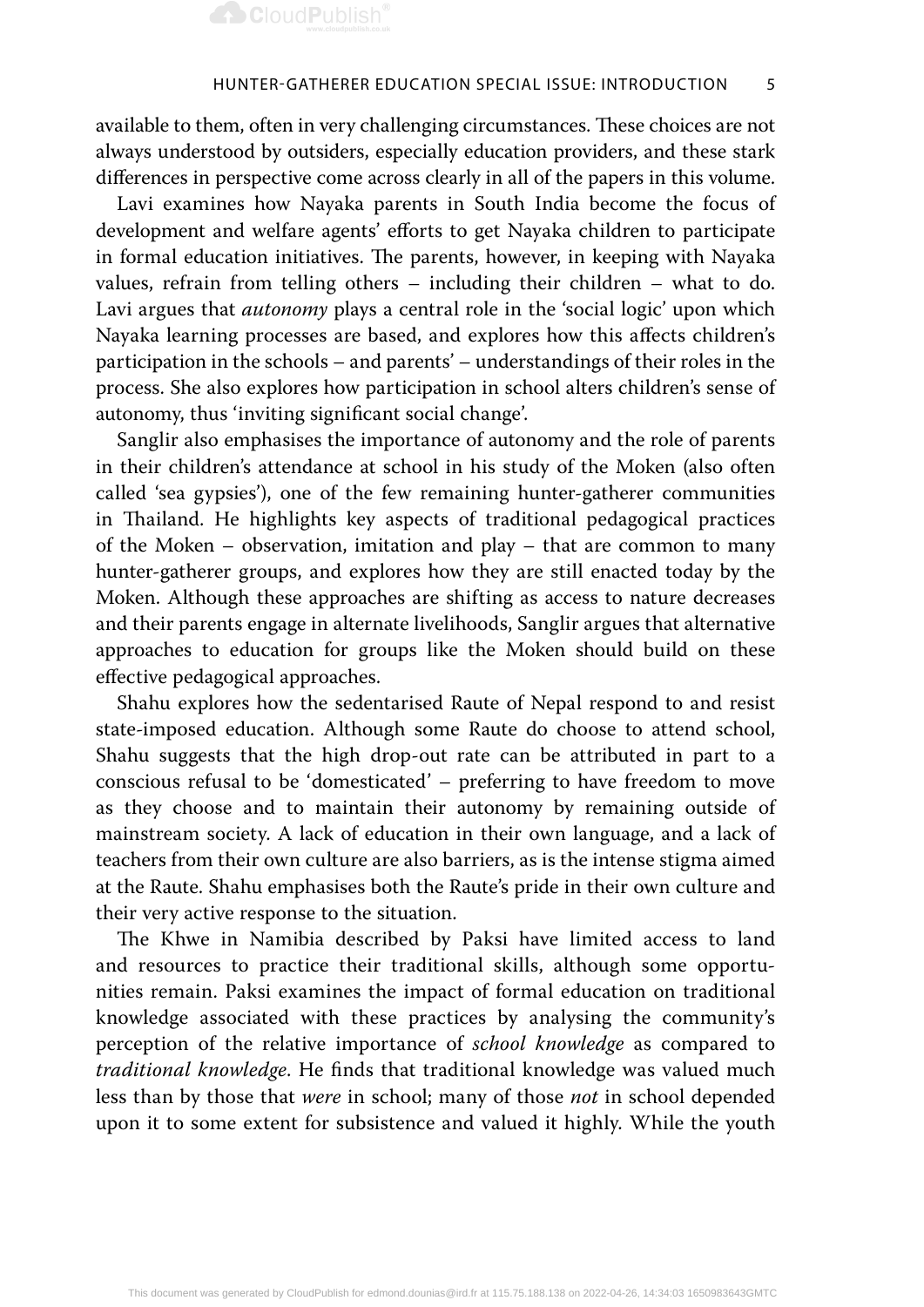available to them, often in very challenging circumstances. These choices are not always understood by outsiders, especially education providers, and these stark differences in perspective come across clearly in all of the papers in this volume.

Lavi examines how Nayaka parents in South India become the focus of development and welfare agents' efforts to get Nayaka children to participate in formal education initiatives. The parents, however, in keeping with Nayaka values, refrain from telling others – including their children – what to do. Lavi argues that *autonomy* plays a central role in the 'social logic' upon which Nayaka learning processes are based, and explores how this affects children's participation in the schools – and parents' – understandings of their roles in the process. She also explores how participation in school alters children's sense of autonomy, thus 'inviting significant social change'.

Sanglir also emphasises the importance of autonomy and the role of parents in their children's attendance at school in his study of the Moken (also often called 'sea gypsies'), one of the few remaining hunter-gatherer communities in Thailand. He highlights key aspects of traditional pedagogical practices of the Moken – observation, imitation and play – that are common to many hunter-gatherer groups, and explores how they are still enacted today by the Moken. Although these approaches are shifting as access to nature decreases and their parents engage in alternate livelihoods, Sanglir argues that alternative approaches to education for groups like the Moken should build on these effective pedagogical approaches.

Shahu explores how the sedentarised Raute of Nepal respond to and resist state-imposed education. Although some Raute do choose to attend school, Shahu suggests that the high drop-out rate can be attributed in part to a conscious refusal to be 'domesticated' – preferring to have freedom to move as they choose and to maintain their autonomy by remaining outside of mainstream society. A lack of education in their own language, and a lack of teachers from their own culture are also barriers, as is the intense stigma aimed at the Raute. Shahu emphasises both the Raute's pride in their own culture and their very active response to the situation.

The Khwe in Namibia described by Paksi have limited access to land and resources to practice their traditional skills, although some opportunities remain. Paksi examines the impact of formal education on traditional knowledge associated with these practices by analysing the community's perception of the relative importance of *school knowledge* as compared to *traditional knowledge*. He finds that traditional knowledge was valued much less than by those that *were* in school; many of those *not* in school depended upon it to some extent for subsistence and valued it highly. While the youth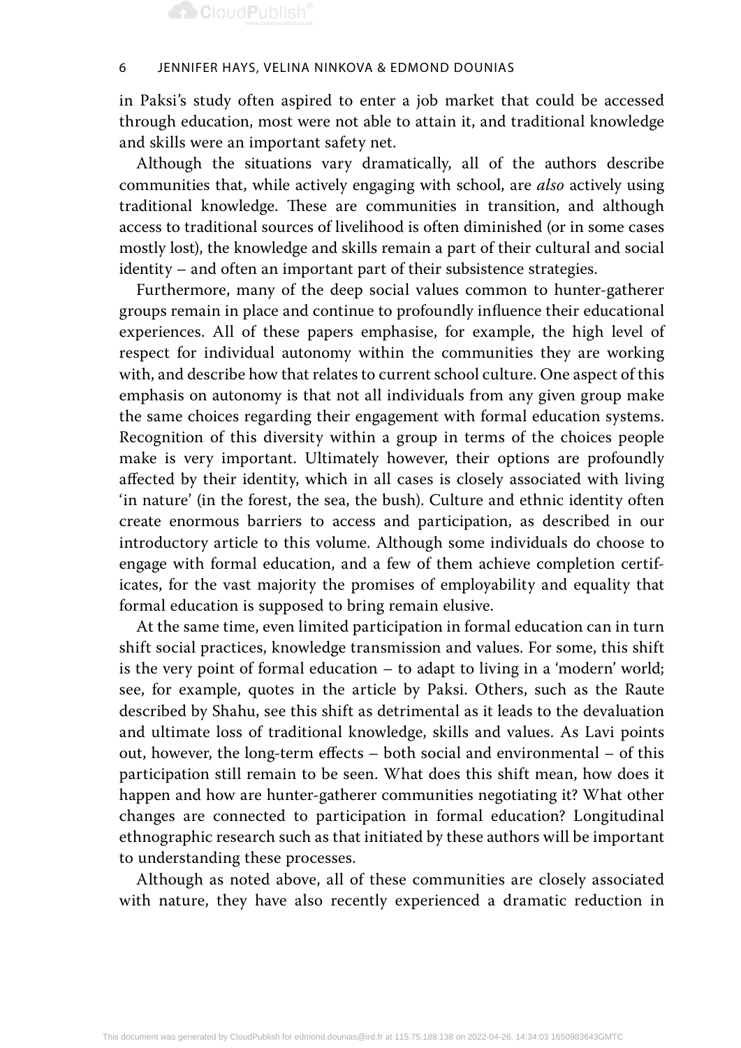in Paksi's study often aspired to enter a job market that could be accessed through education, most were not able to attain it, and traditional knowledge and skills were an important safety net.

Although the situations vary dramatically, all of the authors describe communities that, while actively engaging with school, are *also* actively using traditional knowledge. These are communities in transition, and although access to traditional sources of livelihood is often diminished (or in some cases mostly lost), the knowledge and skills remain a part of their cultural and social identity – and often an important part of their subsistence strategies.

Furthermore, many of the deep social values common to hunter-gatherer groups remain in place and continue to profoundly influence their educational experiences. All of these papers emphasise, for example, the high level of respect for individual autonomy within the communities they are working with, and describe how that relates to current school culture. One aspect of this emphasis on autonomy is that not all individuals from any given group make the same choices regarding their engagement with formal education systems. Recognition of this diversity within a group in terms of the choices people make is very important. Ultimately however, their options are profoundly affected by their identity, which in all cases is closely associated with living 'in nature' (in the forest, the sea, the bush). Culture and ethnic identity often create enormous barriers to access and participation, as described in our introductory article to this volume. Although some individuals do choose to engage with formal education, and a few of them achieve completion certificates, for the vast majority the promises of employability and equality that formal education is supposed to bring remain elusive.

At the same time, even limited participation in formal education can in turn shift social practices, knowledge transmission and values. For some, this shift is the very point of formal education – to adapt to living in a 'modern' world; see, for example, quotes in the article by Paksi. Others, such as the Raute described by Shahu, see this shift as detrimental as it leads to the devaluation and ultimate loss of traditional knowledge, skills and values. As Lavi points out, however, the long-term effects – both social and environmental – of this participation still remain to be seen. What does this shift mean, how does it happen and how are hunter-gatherer communities negotiating it? What other changes are connected to participation in formal education? Longitudinal ethnographic research such as that initiated by these authors will be important to understanding these processes.

Although as noted above, all of these communities are closely associated with nature, they have also recently experienced a dramatic reduction in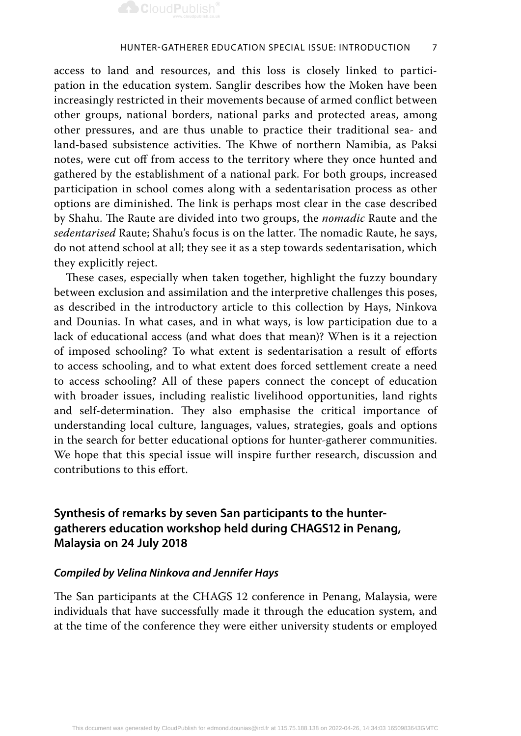access to land and resources, and this loss is closely linked to participation in the education system. Sanglir describes how the Moken have been increasingly restricted in their movements because of armed conflict between other groups, national borders, national parks and protected areas, among other pressures, and are thus unable to practice their traditional sea- and land-based subsistence activities. The Khwe of northern Namibia, as Paksi notes, were cut off from access to the territory where they once hunted and gathered by the establishment of a national park. For both groups, increased participation in school comes along with a sedentarisation process as other options are diminished. The link is perhaps most clear in the case described by Shahu. The Raute are divided into two groups, the *nomadic* Raute and the *sedentarised* Raute; Shahu's focus is on the latter. The nomadic Raute, he says, do not attend school at all; they see it as a step towards sedentarisation, which they explicitly reject.

These cases, especially when taken together, highlight the fuzzy boundary between exclusion and assimilation and the interpretive challenges this poses, as described in the introductory article to this collection by Hays, Ninkova and Dounias. In what cases, and in what ways, is low participation due to a lack of educational access (and what does that mean)? When is it a rejection of imposed schooling? To what extent is sedentarisation a result of efforts to access schooling, and to what extent does forced settlement create a need to access schooling? All of these papers connect the concept of education with broader issues, including realistic livelihood opportunities, land rights and self-determination. They also emphasise the critical importance of understanding local culture, languages, values, strategies, goals and options in the search for better educational options for hunter-gatherer communities. We hope that this special issue will inspire further research, discussion and contributions to this effort.

## Synthesis of remarks by seven San participants to the hunter-gatherers education workshop held during CHAGS12 in Penang, Malaysia on 24 July 2018

### *Compiled by Velina Ninkova and Jennifer Hays*

The San participants at the CHAGS 12 conference in Penang, Malaysia, were individuals that have successfully made it through the education system, and at the time of the conference they were either university students or employed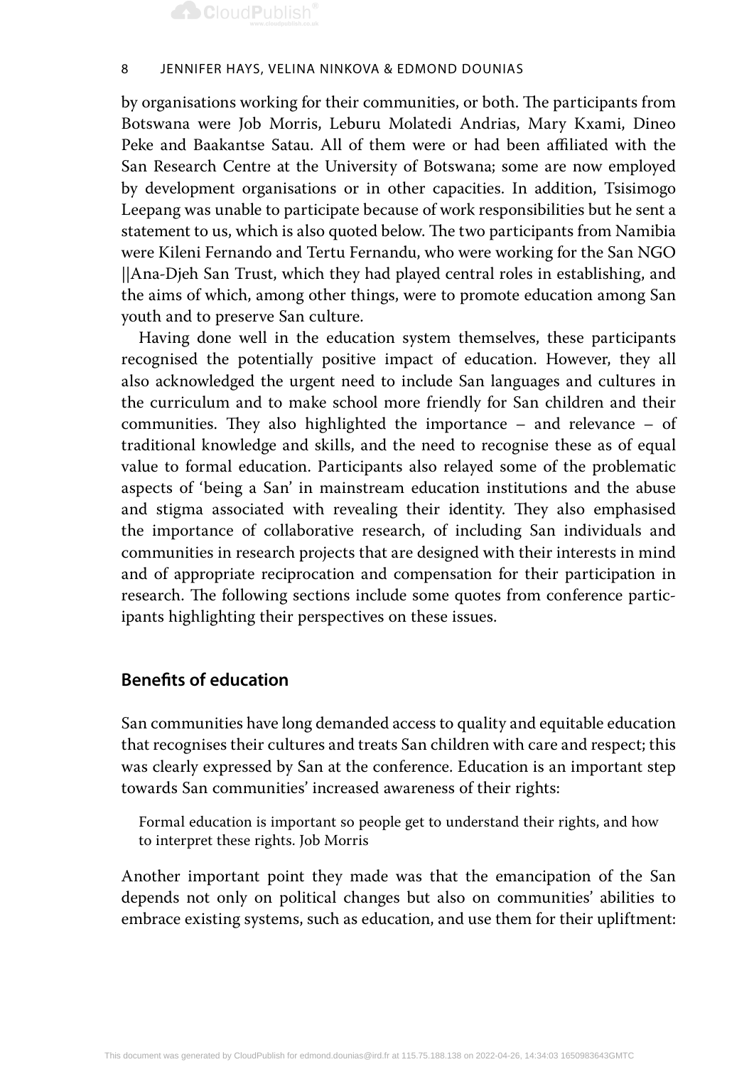by organisations working for their communities, or both. The participants from Botswana were Job Morris, Leburu Molatedi Andrias, Mary Kxami, Dineo Peke and Baakantse Satau. All of them were or had been affiliated with the San Research Centre at the University of Botswana; some are now employed by development organisations or in other capacities. In addition, Tsisimogo Leepang was unable to participate because of work responsibilities but he sent a statement to us, which is also quoted below. The two participants from Namibia were Kileni Fernando and Tertu Fernandu, who were working for the San NGO ||Ana-Djeh San Trust, which they had played central roles in establishing, and the aims of which, among other things, were to promote education among San youth and to preserve San culture.

Having done well in the education system themselves, these participants recognised the potentially positive impact of education. However, they all also acknowledged the urgent need to include San languages and cultures in the curriculum and to make school more friendly for San children and their communities. They also highlighted the importance – and relevance – of traditional knowledge and skills, and the need to recognise these as of equal value to formal education. Participants also relayed some of the problematic aspects of 'being a San' in mainstream education institutions and the abuse and stigma associated with revealing their identity. They also emphasised the importance of collaborative research, of including San individuals and communities in research projects that are designed with their interests in mind and of appropriate reciprocation and compensation for their participation in research. The following sections include some quotes from conference participants highlighting their perspectives on these issues.

## Benefits of education

San communities have long demanded access to quality and equitable education that recognises their cultures and treats San children with care and respect; this was clearly expressed by San at the conference. Education is an important step towards San communities' increased awareness of their rights:

> Formal education is important so people get to understand their rights, and how to interpret these rights. Job Morris

Another important point they made was that the emancipation of the San depends not only on political changes but also on communities' abilities to embrace existing systems, such as education, and use them for their upliftment: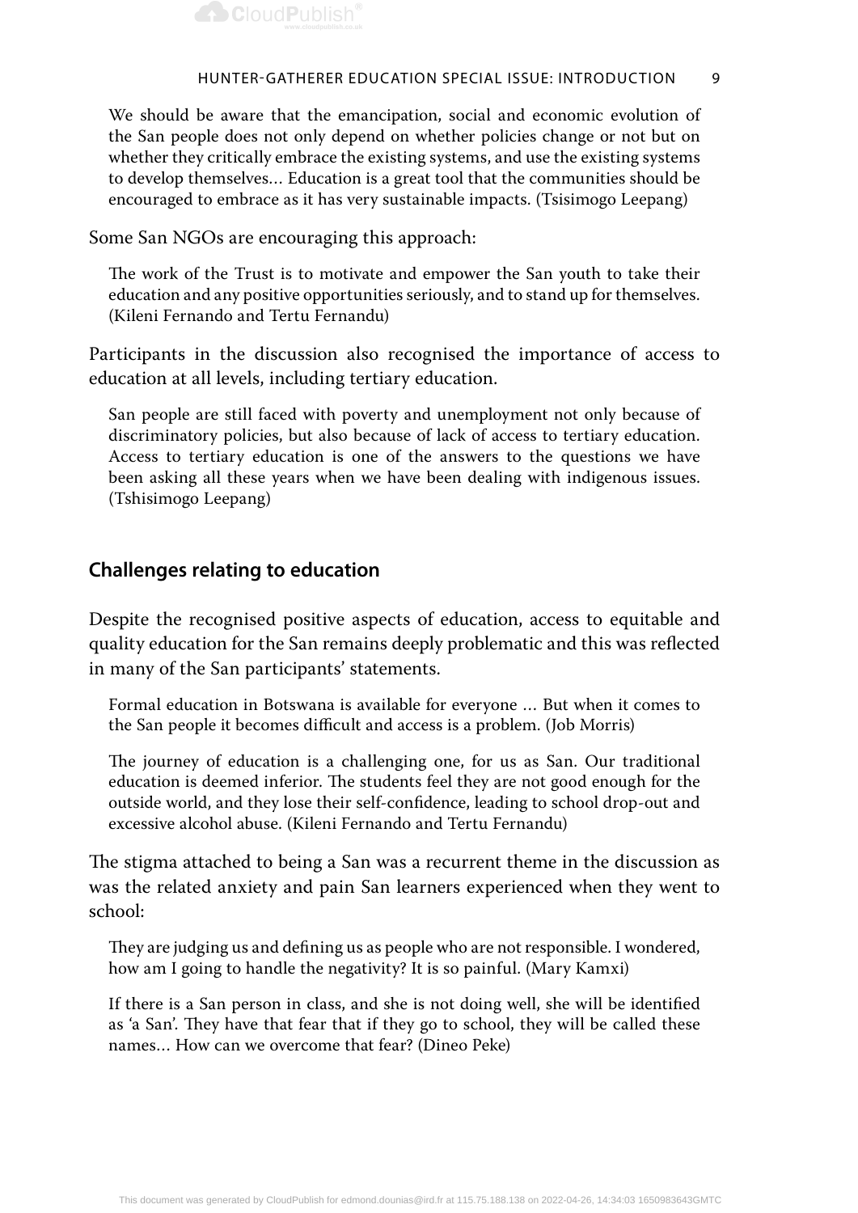> We should be aware that the emancipation, social and economic evolution of the San people does not only depend on whether policies change or not but on whether they critically embrace the existing systems, and use the existing systems to develop themselves… Education is a great tool that the communities should be encouraged to embrace as it has very sustainable impacts. (Tsisimogo Leepang)

Some San NGOs are encouraging this approach:

> The work of the Trust is to motivate and empower the San youth to take their education and any positive opportunities seriously, and to stand up for themselves. (Kileni Fernando and Tertu Fernandu)

Participants in the discussion also recognised the importance of access to education at all levels, including tertiary education.

> San people are still faced with poverty and unemployment not only because of discriminatory policies, but also because of lack of access to tertiary education. Access to tertiary education is one of the answers to the questions we have been asking all these years when we have been dealing with indigenous issues. (Tshisimogo Leepang)

## Challenges relating to education

Despite the recognised positive aspects of education, access to equitable and quality education for the San remains deeply problematic and this was reflected in many of the San participants' statements.

> Formal education in Botswana is available for everyone … But when it comes to the San people it becomes difficult and access is a problem. (Job Morris)

> The journey of education is a challenging one, for us as San. Our traditional education is deemed inferior. The students feel they are not good enough for the outside world, and they lose their self-confidence, leading to school drop-out and excessive alcohol abuse. (Kileni Fernando and Tertu Fernandu)

The stigma attached to being a San was a recurrent theme in the discussion as was the related anxiety and pain San learners experienced when they went to school:

> They are judging us and defining us as people who are not responsible. I wondered, how am I going to handle the negativity? It is so painful. (Mary Kamxi)

> If there is a San person in class, and she is not doing well, she will be identified as 'a San'. They have that fear that if they go to school, they will be called these names… How can we overcome that fear? (Dineo Peke)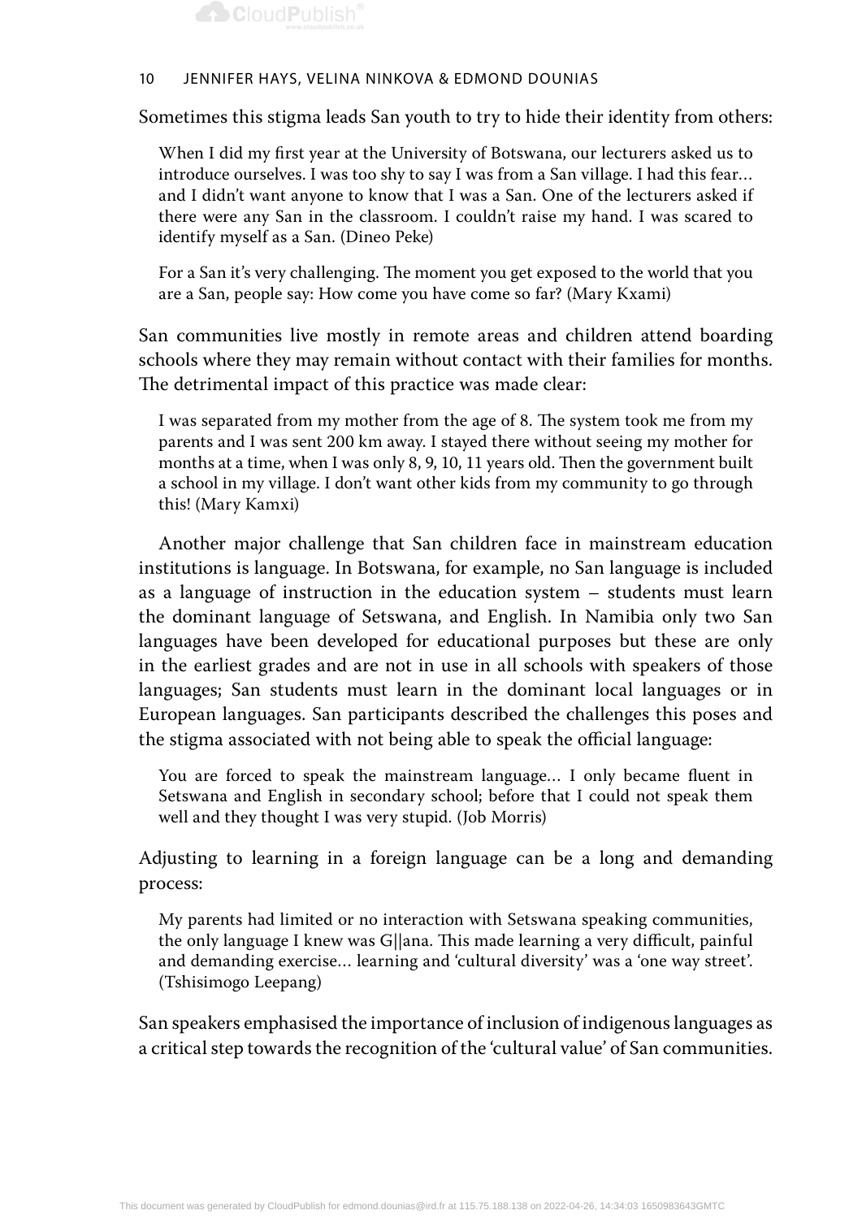Sometimes this stigma leads San youth to try to hide their identity from others:

> When I did my first year at the University of Botswana, our lecturers asked us to introduce ourselves. I was too shy to say I was from a San village. I had this fear… and I didn't want anyone to know that I was a San. One of the lecturers asked if there were any San in the classroom. I couldn't raise my hand. I was scared to identify myself as a San. (Dineo Peke)

> For a San it's very challenging. The moment you get exposed to the world that you are a San, people say: How come you have come so far? (Mary Kxami)

San communities live mostly in remote areas and children attend boarding schools where they may remain without contact with their families for months. The detrimental impact of this practice was made clear:

> I was separated from my mother from the age of 8. The system took me from my parents and I was sent 200 km away. I stayed there without seeing my mother for months at a time, when I was only 8, 9, 10, 11 years old. Then the government built a school in my village. I don't want other kids from my community to go through this! (Mary Kamxi)

Another major challenge that San children face in mainstream education institutions is language. In Botswana, for example, no San language is included as a language of instruction in the education system – students must learn the dominant language of Setswana, and English. In Namibia only two San languages have been developed for educational purposes but these are only in the earliest grades and are not in use in all schools with speakers of those languages; San students must learn in the dominant local languages or in European languages. San participants described the challenges this poses and the stigma associated with not being able to speak the official language:

> You are forced to speak the mainstream language… I only became fluent in Setswana and English in secondary school; before that I could not speak them well and they thought I was very stupid. (Job Morris)

Adjusting to learning in a foreign language can be a long and demanding process:

> My parents had limited or no interaction with Setswana speaking communities, the only language I knew was G||ana. This made learning a very difficult, painful and demanding exercise… learning and 'cultural diversity' was a 'one way street'. (Tshisimogo Leepang)

San speakers emphasised the importance of inclusion of indigenous languages as a critical step towards the recognition of the 'cultural value' of San communities.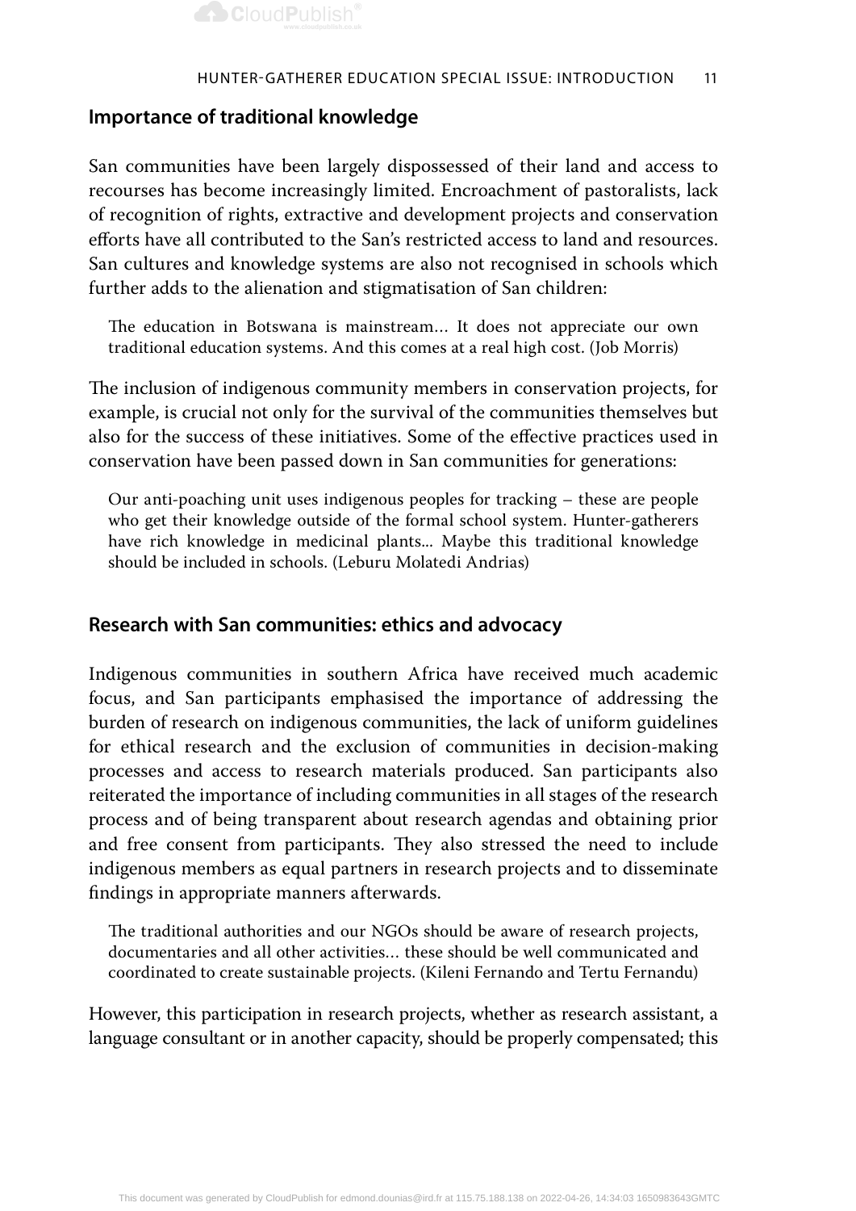## Importance of traditional knowledge

San communities have been largely dispossessed of their land and access to recourses has become increasingly limited. Encroachment of pastoralists, lack of recognition of rights, extractive and development projects and conservation efforts have all contributed to the San's restricted access to land and resources. San cultures and knowledge systems are also not recognised in schools which further adds to the alienation and stigmatisation of San children:

> The education in Botswana is mainstream… It does not appreciate our own traditional education systems. And this comes at a real high cost. (Job Morris)

The inclusion of indigenous community members in conservation projects, for example, is crucial not only for the survival of the communities themselves but also for the success of these initiatives. Some of the effective practices used in conservation have been passed down in San communities for generations:

> Our anti-poaching unit uses indigenous peoples for tracking – these are people who get their knowledge outside of the formal school system. Hunter-gatherers have rich knowledge in medicinal plants... Maybe this traditional knowledge should be included in schools. (Leburu Molatedi Andrias)

## Research with San communities: ethics and advocacy

Indigenous communities in southern Africa have received much academic focus, and San participants emphasised the importance of addressing the burden of research on indigenous communities, the lack of uniform guidelines for ethical research and the exclusion of communities in decision-making processes and access to research materials produced. San participants also reiterated the importance of including communities in all stages of the research process and of being transparent about research agendas and obtaining prior and free consent from participants. They also stressed the need to include indigenous members as equal partners in research projects and to disseminate findings in appropriate manners afterwards.

> The traditional authorities and our NGOs should be aware of research projects, documentaries and all other activities… these should be well communicated and coordinated to create sustainable projects. (Kileni Fernando and Tertu Fernandu)

However, this participation in research projects, whether as research assistant, a language consultant or in another capacity, should be properly compensated; this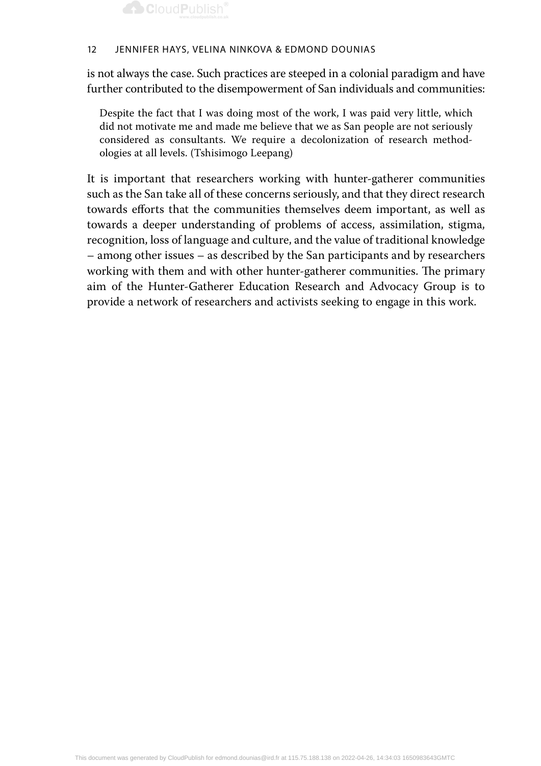is not always the case. Such practices are steeped in a colonial paradigm and have further contributed to the disempowerment of San individuals and communities:

> Despite the fact that I was doing most of the work, I was paid very little, which did not motivate me and made me believe that we as San people are not seriously considered as consultants. We require a decolonization of research methodologies at all levels. (Tshisimogo Leepang)

It is important that researchers working with hunter-gatherer communities such as the San take all of these concerns seriously, and that they direct research towards efforts that the communities themselves deem important, as well as towards a deeper understanding of problems of access, assimilation, stigma, recognition, loss of language and culture, and the value of traditional knowledge – among other issues – as described by the San participants and by researchers working with them and with other hunter-gatherer communities. The primary aim of the Hunter-Gatherer Education Research and Advocacy Group is to provide a network of researchers and activists seeking to engage in this work.